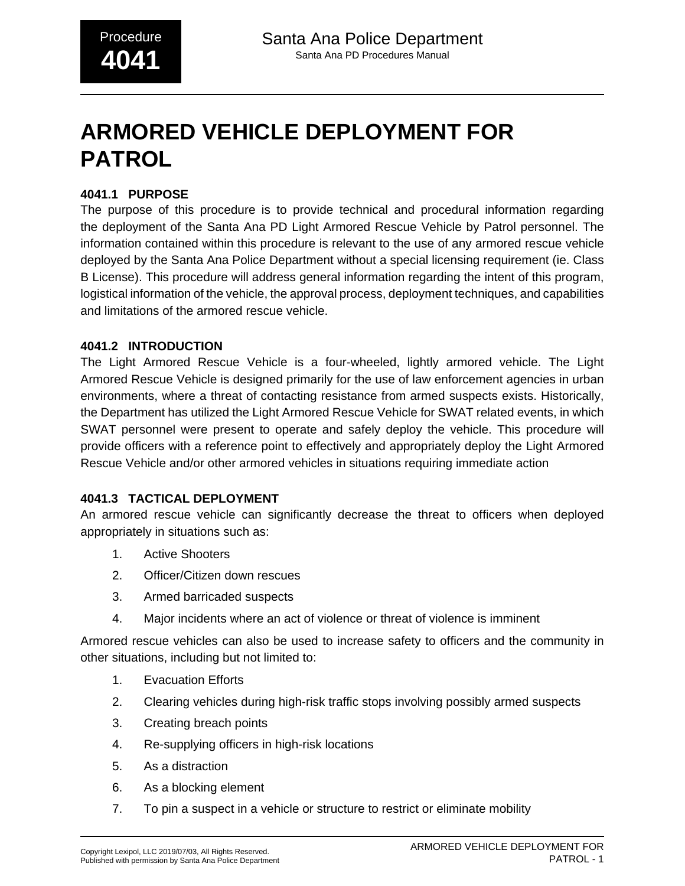# ARMORED VEHICLE DEPLOYMENT FOR PATROL

### 4041.1 PURPOSE

The purpose of this procedure is to provide technical and procedural information regarding the deployment of the Santa Ana PD Light Armored Rescue Vehicle by Patrol personnel. The information contained within this procedure is relevant to the use of any armored rescue vehicle deployed by the Santa Ana Police Department without a special licensing requirement (ie. Class B License). This procedure will address general information regarding the intent of this program, logistical information of the vehicle, the approval process, deployment techniques, and capabilities and limitations of the armored rescue vehicle.

### 4041.2 INTRODUCTION

The Light Armored Rescue Vehicle is a four-wheeled, lightly armored vehicle. The Light Armored Rescue Vehicle is designed primarily for the use of law enforcement agencies in urban environments, where a threat of contacting resistance from armed suspects exists. Historically, the Department has utilized the Light Armored Rescue Vehicle for SWAT related events, in which SWAT personnel were present to operate and safely deploy the vehicle. This procedure will provide officers with a reference point to effectively and appropriately deploy the Light Armored Rescue Vehicle and/or other armored vehicles in situations requiring immediate action

### 4041.3 TACTICAL DEPLOYMENT

An armored rescue vehicle can significantly decrease the threat to officers when deployed appropriately in situations such as:

1. Active Shooters
2. Officer/Citizen down rescues
3. Armed barricaded suspects
4. Major incidents where an act of violence or threat of violence is imminent

Armored rescue vehicles can also be used to increase safety to officers and the community in other situations, including but not limited to:

1. Evacuation Efforts
2. Clearing vehicles during high-risk traffic stops involving possibly armed suspects
3. Creating breach points
4. Re-supplying officers in high-risk locations
5. As a distraction
6. As a blocking element
7. To pin a suspect in a vehicle or structure to restrict or eliminate mobility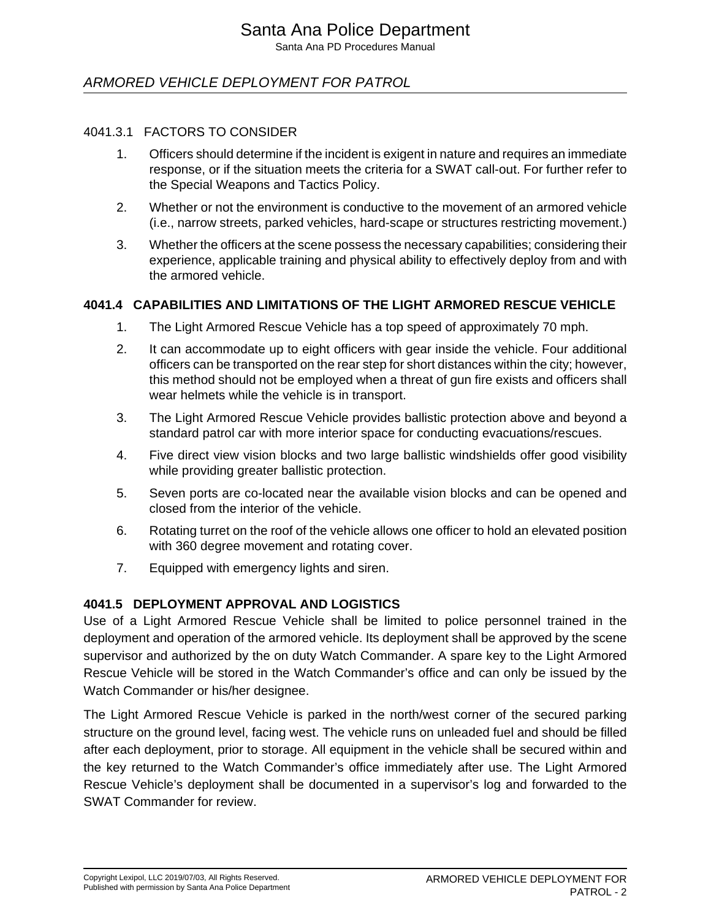#### 4041.3.1 FACTORS TO CONSIDER

1. Officers should determine if the incident is exigent in nature and requires an immediate response, or if the situation meets the criteria for a SWAT call-out. For further refer to the Special Weapons and Tactics Policy.
2. Whether or not the environment is conductive to the movement of an armored vehicle (i.e., narrow streets, parked vehicles, hard-scape or structures restricting movement.)
3. Whether the officers at the scene possess the necessary capabilities; considering their experience, applicable training and physical ability to effectively deploy from and with the armored vehicle.

### 4041.4 CAPABILITIES AND LIMITATIONS OF THE LIGHT ARMORED RESCUE VEHICLE

1. The Light Armored Rescue Vehicle has a top speed of approximately 70 mph.
2. It can accommodate up to eight officers with gear inside the vehicle. Four additional officers can be transported on the rear step for short distances within the city; however, this method should not be employed when a threat of gun fire exists and officers shall wear helmets while the vehicle is in transport.
3. The Light Armored Rescue Vehicle provides ballistic protection above and beyond a standard patrol car with more interior space for conducting evacuations/rescues.
4. Five direct view vision blocks and two large ballistic windshields offer good visibility while providing greater ballistic protection.
5. Seven ports are co-located near the available vision blocks and can be opened and closed from the interior of the vehicle.
6. Rotating turret on the roof of the vehicle allows one officer to hold an elevated position with 360 degree movement and rotating cover.
7. Equipped with emergency lights and siren.

### 4041.5 DEPLOYMENT APPROVAL AND LOGISTICS

Use of a Light Armored Rescue Vehicle shall be limited to police personnel trained in the deployment and operation of the armored vehicle. Its deployment shall be approved by the scene supervisor and authorized by the on duty Watch Commander. A spare key to the Light Armored Rescue Vehicle will be stored in the Watch Commander's office and can only be issued by the Watch Commander or his/her designee.

The Light Armored Rescue Vehicle is parked in the north/west corner of the secured parking structure on the ground level, facing west. The vehicle runs on unleaded fuel and should be filled after each deployment, prior to storage. All equipment in the vehicle shall be secured within and the key returned to the Watch Commander's office immediately after use. The Light Armored Rescue Vehicle's deployment shall be documented in a supervisor's log and forwarded to the SWAT Commander for review.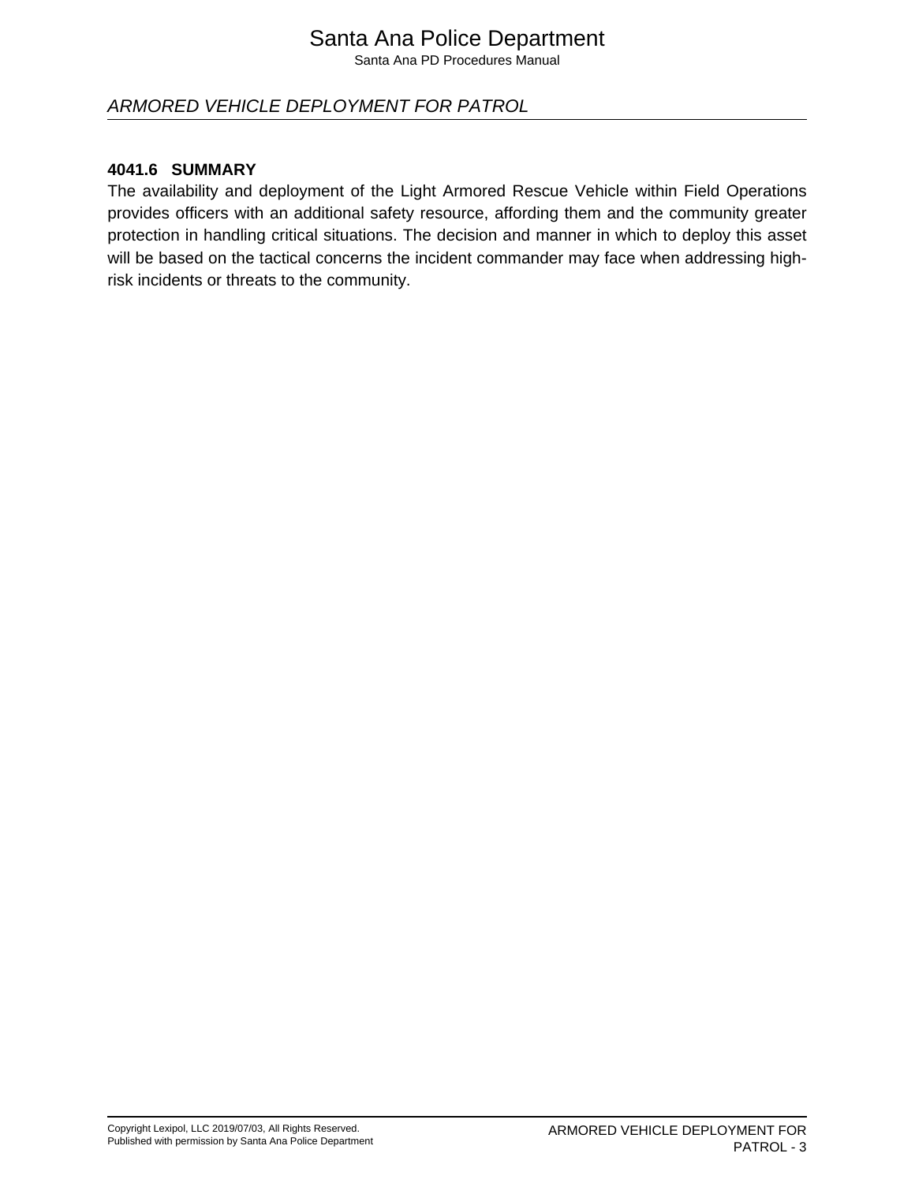## 4041.6 SUMMARY

The availability and deployment of the Light Armored Rescue Vehicle within Field Operations provides officers with an additional safety resource, affording them and the community greater protection in handling critical situations. The decision and manner in which to deploy this asset will be based on the tactical concerns the incident commander may face when addressing high-risk incidents or threats to the community.